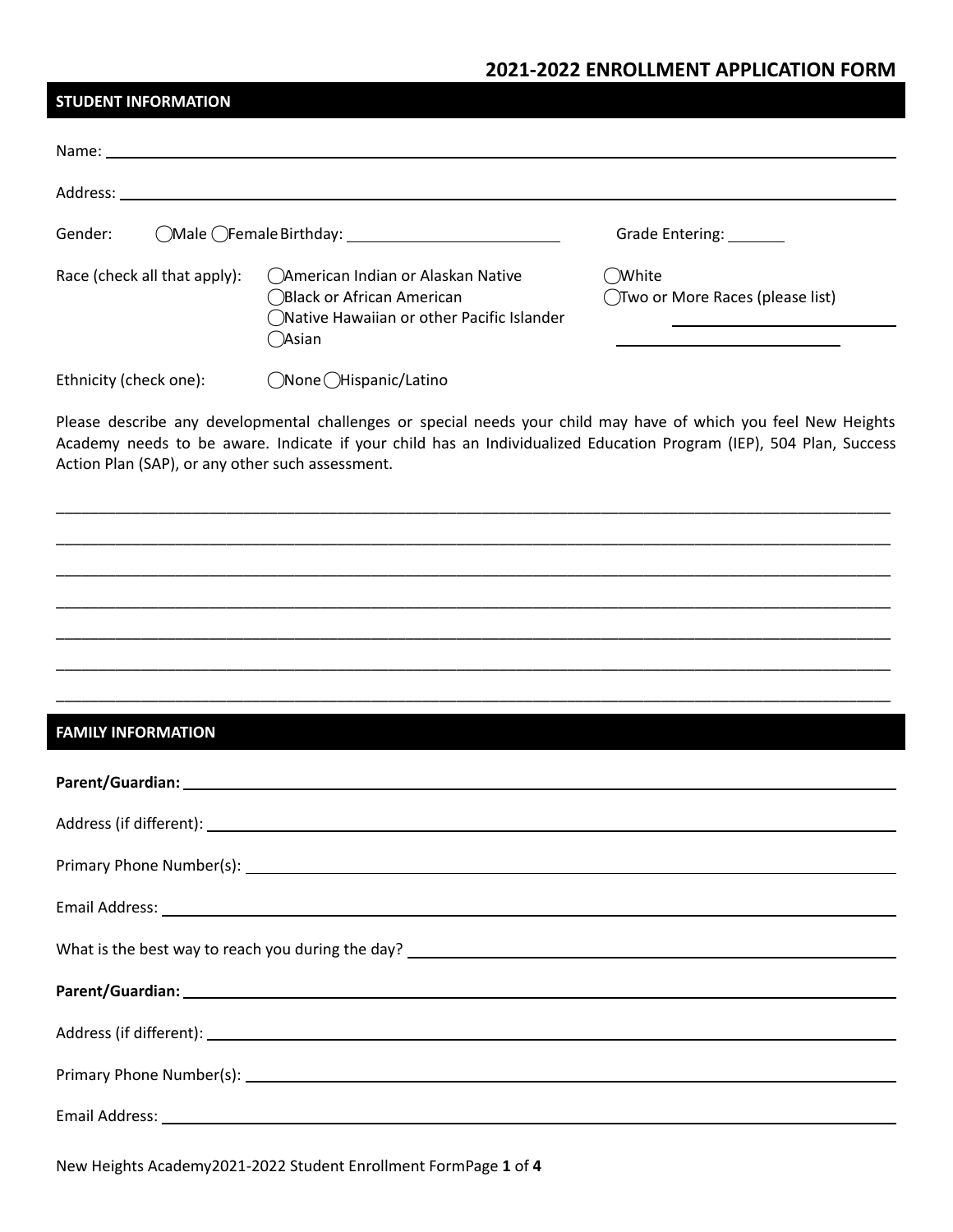# 2021-2022 ENROLLMENT APPLICATION FORM

## STUDENT INFORMATION

Name: ______________________________________________________________________

Address: ______________________________________________________________________

Gender: ◯Male ◯Female Birthday: ______________________ Grade Entering: _______

Race (check all that apply):
- ◯American Indian or Alaskan Native
- ◯Black or African American
- ◯Native Hawaiian or other Pacific Islander
- ◯Asian
- ◯White
- ◯Two or More Races (please list) ______________________ ______________________

Ethnicity (check one): ◯None ◯Hispanic/Latino

Please describe any developmental challenges or special needs your child may have of which you feel New Heights Academy needs to be aware. Indicate if your child has an Individualized Education Program (IEP), 504 Plan, Success Action Plan (SAP), or any other such assessment.

______________________________________________________________________

______________________________________________________________________

______________________________________________________________________

______________________________________________________________________

______________________________________________________________________

______________________________________________________________________

______________________________________________________________________

## FAMILY INFORMATION

**Parent/Guardian:** ______________________________________________________________________

Address (if different): ______________________________________________________________________

Primary Phone Number(s): ______________________________________________________________________

Email Address: ______________________________________________________________________

What is the best way to reach you during the day? ______________________________________________

**Parent/Guardian:** ______________________________________________________________________

Address (if different): ______________________________________________________________________

Primary Phone Number(s): ______________________________________________________________________

Email Address: ______________________________________________________________________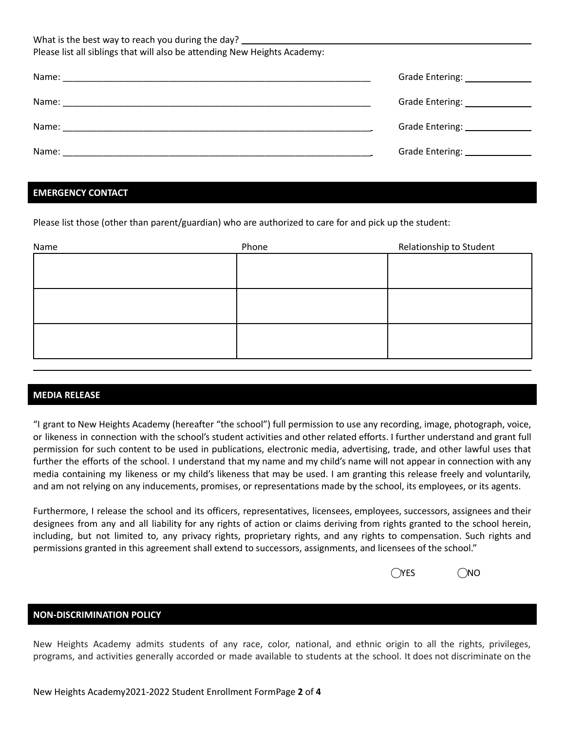What is the best way to reach you during the day? ______________________________

Please list all siblings that will also be attending New Heights Academy:

Name: ______________________________________________________________ Grade Entering: ____________

Name: ______________________________________________________________ Grade Entering: ____________

Name: ______________________________________________________________ Grade Entering: ____________

Name: ______________________________________________________________ Grade Entering: ____________

## EMERGENCY CONTACT

Please list those (other than parent/guardian) who are authorized to care for and pick up the student:

| Name | Phone | Relationship to Student |
|---|---|---|
| | | |
| | | |
| | | |

## MEDIA RELEASE

"I grant to New Heights Academy (hereafter "the school") full permission to use any recording, image, photograph, voice, or likeness in connection with the school's student activities and other related efforts. I further understand and grant full permission for such content to be used in publications, electronic media, advertising, trade, and other lawful uses that further the efforts of the school. I understand that my name and my child's name will not appear in connection with any media containing my likeness or my child's likeness that may be used. I am granting this release freely and voluntarily, and am not relying on any inducements, promises, or representations made by the school, its employees, or its agents.

Furthermore, I release the school and its officers, representatives, licensees, employees, successors, assignees and their designees from any and all liability for any rights of action or claims deriving from rights granted to the school herein, including, but not limited to, any privacy rights, proprietary rights, and any rights to compensation. Such rights and permissions granted in this agreement shall extend to successors, assignments, and licensees of the school."

◯YES ◯NO

## NON-DISCRIMINATION POLICY

New Heights Academy admits students of any race, color, national, and ethnic origin to all the rights, privileges, programs, and activities generally accorded or made available to students at the school. It does not discriminate on the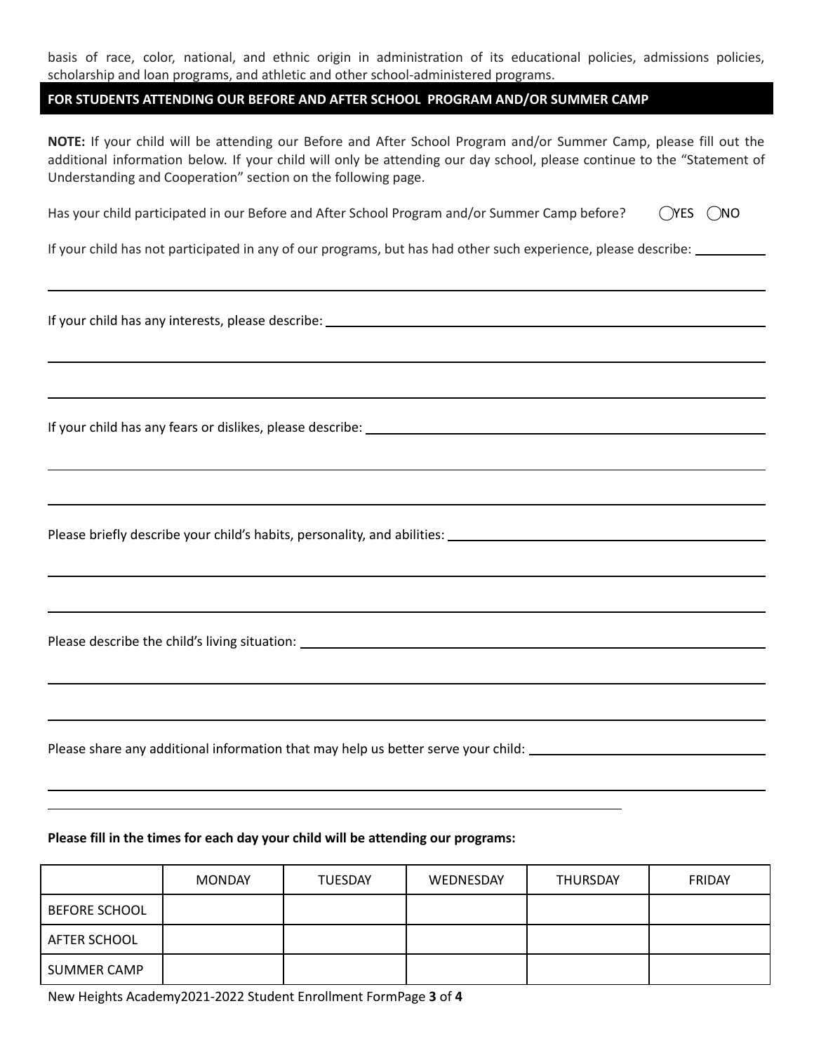basis of race, color, national, and ethnic origin in administration of its educational policies, admissions policies, scholarship and loan programs, and athletic and other school-administered programs.

## FOR STUDENTS ATTENDING OUR BEFORE AND AFTER SCHOOL PROGRAM AND/OR SUMMER CAMP

**NOTE:** If your child will be attending our Before and After School Program and/or Summer Camp, please fill out the additional information below. If your child will only be attending our day school, please continue to the "Statement of Understanding and Cooperation" section on the following page.

Has your child participated in our Before and After School Program and/or Summer Camp before? ◯YES ◯NO

If your child has not participated in any of our programs, but has had other such experience, please describe: ____________

If your child has any interests, please describe: ____________

If your child has any fears or dislikes, please describe: ____________

Please briefly describe your child's habits, personality, and abilities: ____________

Please describe the child's living situation: ____________

Please share any additional information that may help us better serve your child: ____________

**Please fill in the times for each day your child will be attending our programs:**

| | MONDAY | TUESDAY | WEDNESDAY | THURSDAY | FRIDAY |
|---|---|---|---|---|---|
| BEFORE SCHOOL | | | | | |
| AFTER SCHOOL | | | | | |
| SUMMER CAMP | | | | | |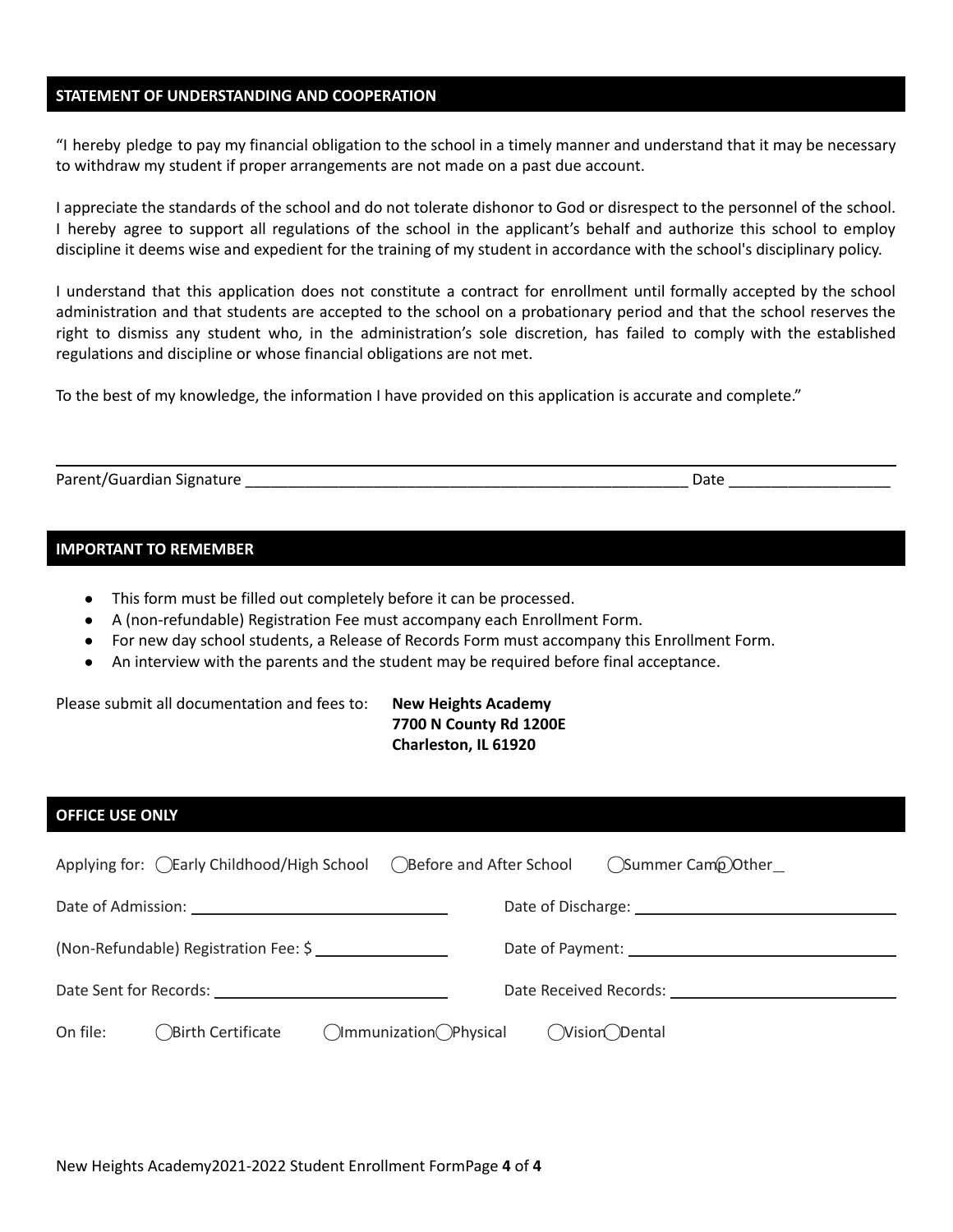## STATEMENT OF UNDERSTANDING AND COOPERATION

"I hereby pledge to pay my financial obligation to the school in a timely manner and understand that it may be necessary to withdraw my student if proper arrangements are not made on a past due account.

I appreciate the standards of the school and do not tolerate dishonor to God or disrespect to the personnel of the school. I hereby agree to support all regulations of the school in the applicant's behalf and authorize this school to employ discipline it deems wise and expedient for the training of my student in accordance with the school's disciplinary policy.

I understand that this application does not constitute a contract for enrollment until formally accepted by the school administration and that students are accepted to the school on a probationary period and that the school reserves the right to dismiss any student who, in the administration's sole discretion, has failed to comply with the established regulations and discipline or whose financial obligations are not met.

To the best of my knowledge, the information I have provided on this application is accurate and complete."

Parent/Guardian Signature ____________________________________________________ Date __________________

## IMPORTANT TO REMEMBER

- This form must be filled out completely before it can be processed.
- A (non-refundable) Registration Fee must accompany each Enrollment Form.
- For new day school students, a Release of Records Form must accompany this Enrollment Form.
- An interview with the parents and the student may be required before final acceptance.

Please submit all documentation and fees to: **New Heights Academy**
**7700 N County Rd 1200E**
**Charleston, IL 61920**

## OFFICE USE ONLY

Applying for: ◯Early Childhood/High School ◯Before and After School ◯Summer Camp ◯Other__

Date of Admission: ____________________ Date of Discharge: ____________________

(Non-Refundable) Registration Fee: $ ____________ Date of Payment: ____________________

Date Sent for Records: ____________________ Date Received Records: ____________________

On file: ◯Birth Certificate ◯Immunization ◯Physical ◯Vision ◯Dental